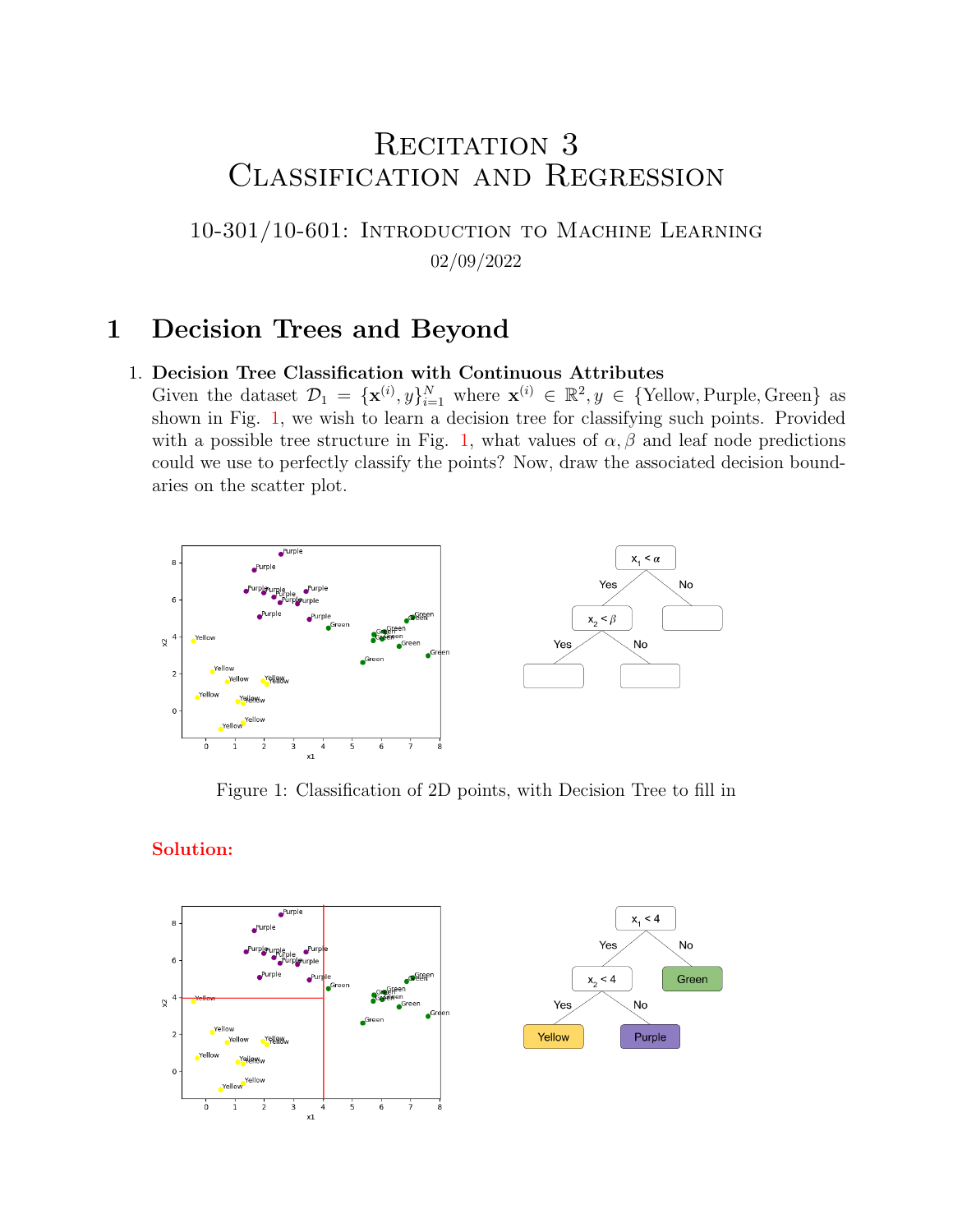# Recitation 3
# Classification and Regression

## 10-301/10-601: Introduction to Machine Learning

02/09/2022

# 1 Decision Trees and Beyond

1. **Decision Tree Classification with Continuous Attributes**
   Given the dataset $\mathcal{D}_1 = \{\mathbf{x}^{(i)}, y\}_{i=1}^N$ where $\mathbf{x}^{(i)} \in \mathbb{R}^2, y \in \{\text{Yellow}, \text{Purple}, \text{Green}\}$ as shown in Fig. 1, we wish to learn a decision tree for classifying such points. Provided with a possible tree structure in Fig. 1, what values of $\alpha, \beta$ and leaf node predictions could we use to perfectly classify the points? Now, draw the associated decision boundaries on the scatter plot.

Figure 1: Classification of 2D points, with Decision Tree to fill in

**Solution:**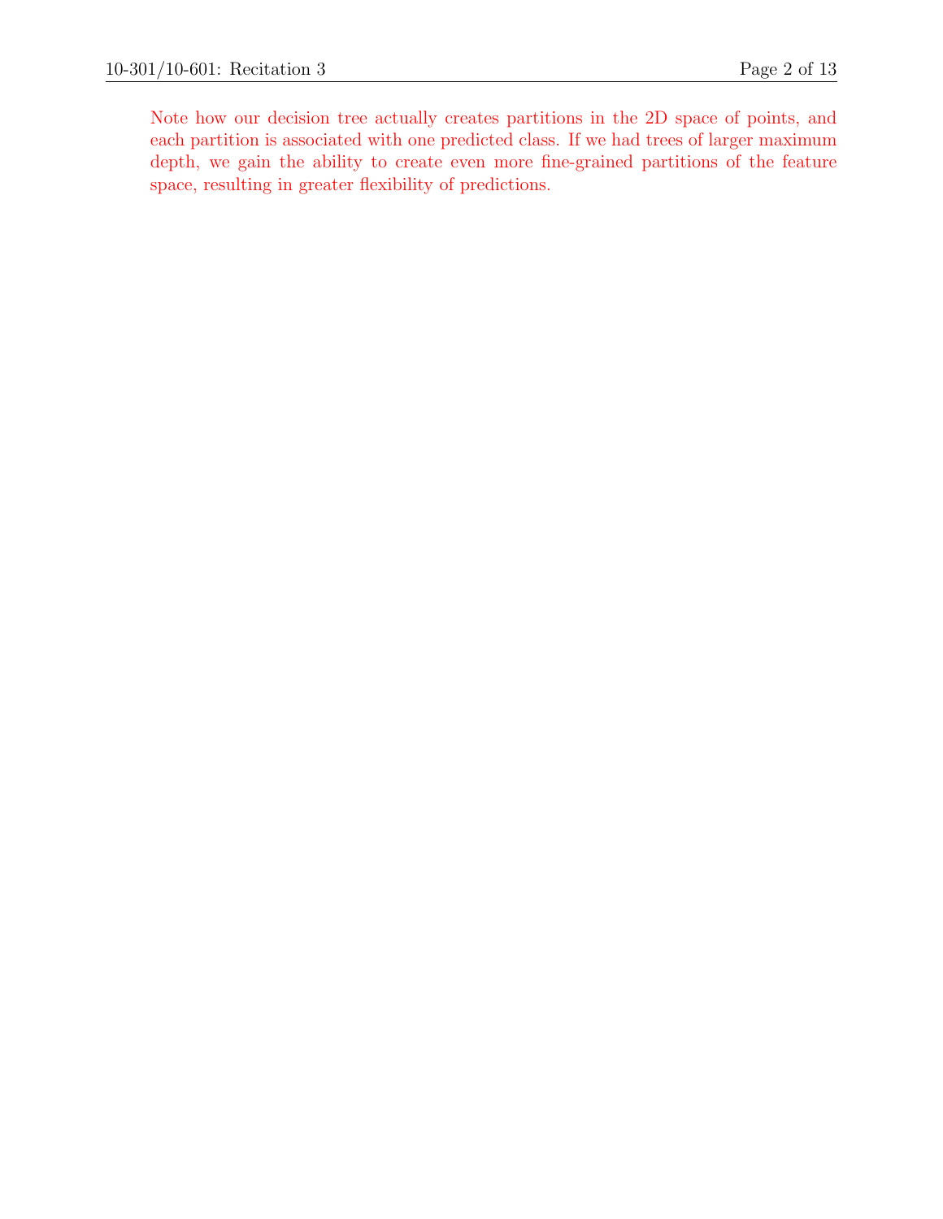Note how our decision tree actually creates partitions in the 2D space of points, and each partition is associated with one predicted class. If we had trees of larger maximum depth, we gain the ability to create even more fine-grained partitions of the feature space, resulting in greater flexibility of predictions.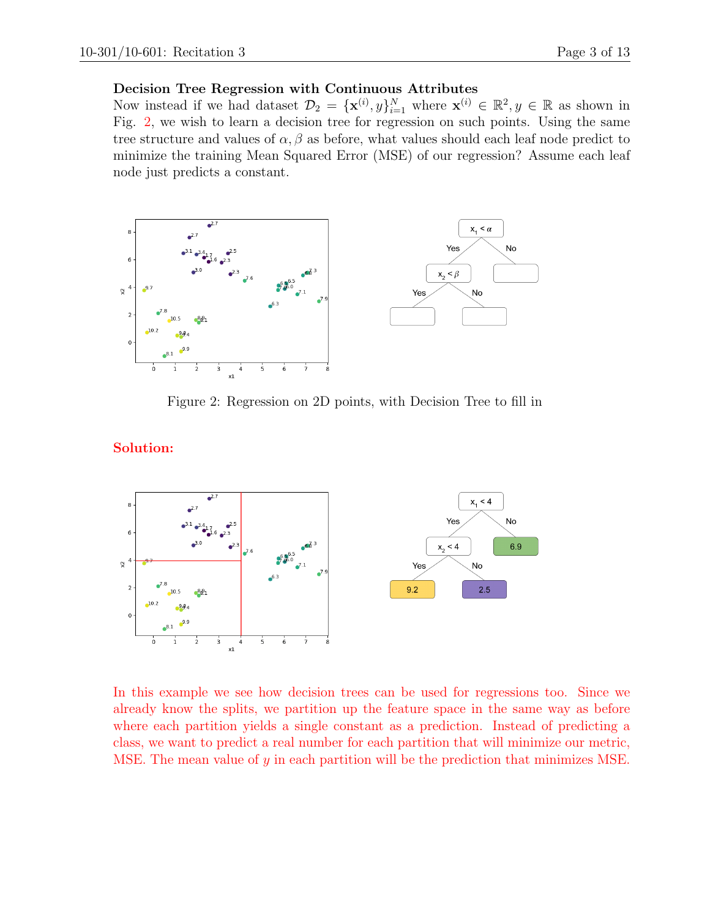**Decision Tree Regression with Continuous Attributes**

Now instead if we had dataset $\mathcal{D}_2 = \{\mathbf{x}^{(i)}, y\}_{i=1}^N$ where $\mathbf{x}^{(i)} \in \mathbb{R}^2, y \in \mathbb{R}$ as shown in Fig. 2, we wish to learn a decision tree for regression on such points. Using the same tree structure and values of $\alpha, \beta$ as before, what values should each leaf node predict to minimize the training Mean Squared Error (MSE) of our regression? Assume each leaf node just predicts a constant.

Figure 2: Regression on 2D points, with Decision Tree to fill in

**Solution:**

In this example we see how decision trees can be used for regressions too. Since we already know the splits, we partition up the feature space in the same way as before where each partition yields a single constant as a prediction. Instead of predicting a class, we want to predict a real number for each partition that will minimize our metric, MSE. The mean value of $y$ in each partition will be the prediction that minimizes MSE.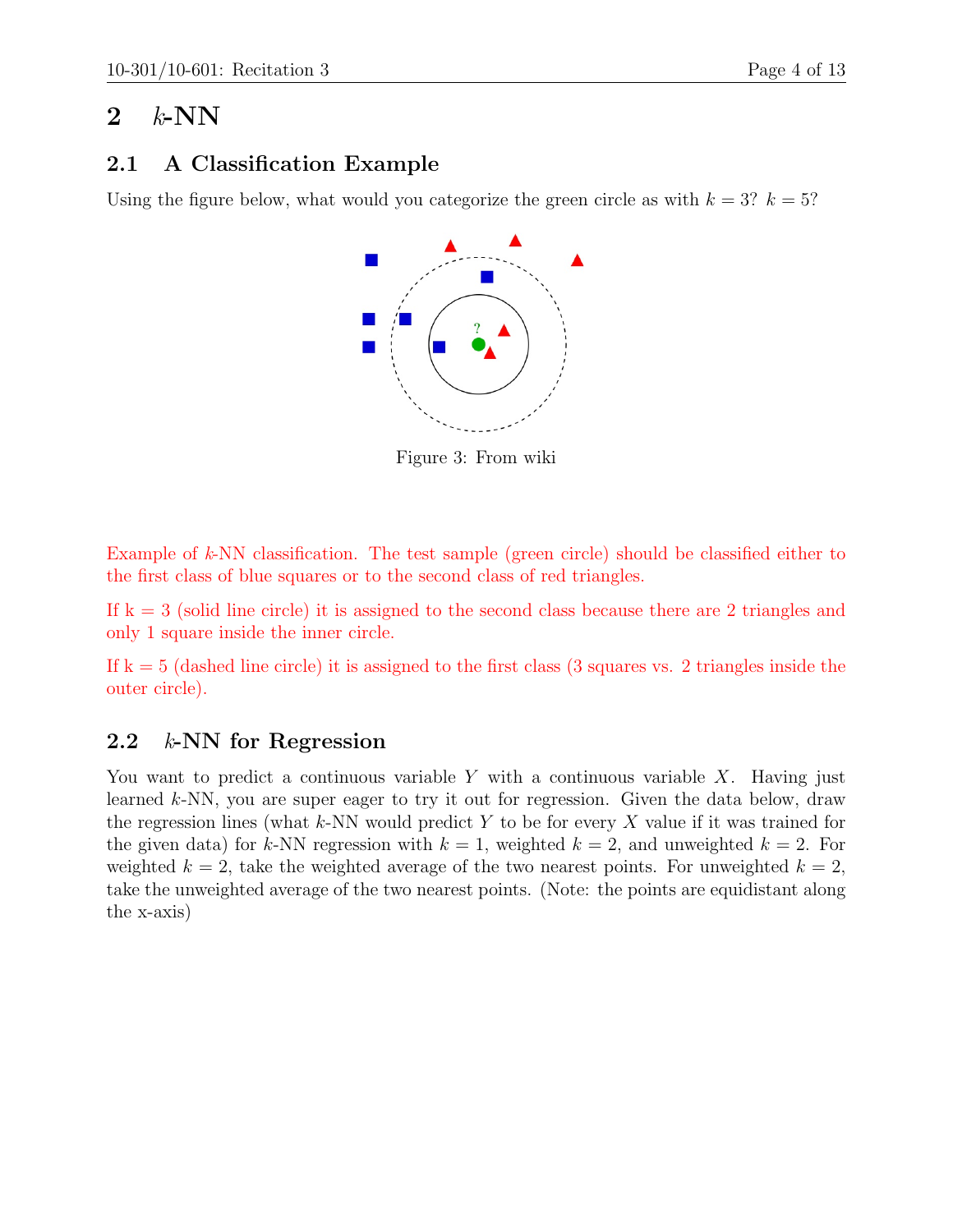## 2 $k$-NN

### 2.1 A Classification Example

Using the figure below, what would you categorize the green circle as with $k = 3$? $k = 5$?

Figure 3: From wiki

Example of $k$-NN classification. The test sample (green circle) should be classified either to the first class of blue squares or to the second class of red triangles.

If k = 3 (solid line circle) it is assigned to the second class because there are 2 triangles and only 1 square inside the inner circle.

If k = 5 (dashed line circle) it is assigned to the first class (3 squares vs. 2 triangles inside the outer circle).

### 2.2 $k$-NN for Regression

You want to predict a continuous variable $Y$ with a continuous variable $X$. Having just learned $k$-NN, you are super eager to try it out for regression. Given the data below, draw the regression lines (what $k$-NN would predict $Y$ to be for every $X$ value if it was trained for the given data) for $k$-NN regression with $k = 1$, weighted $k = 2$, and unweighted $k = 2$. For weighted $k = 2$, take the weighted average of the two nearest points. For unweighted $k = 2$, take the unweighted average of the two nearest points. (Note: the points are equidistant along the x-axis)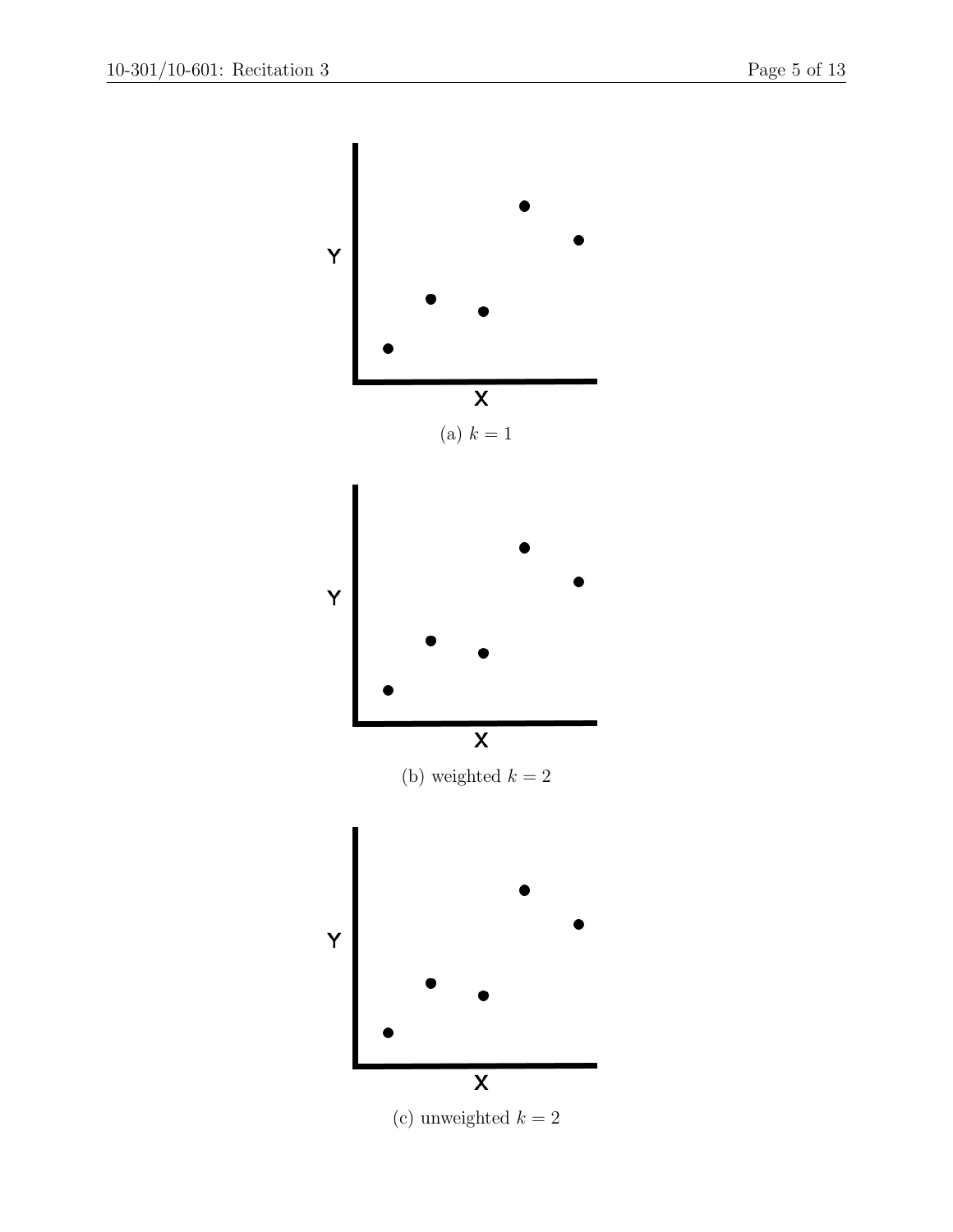Y

X

(a) $k = 1$

Y

X

(b) weighted $k = 2$

Y

X

(c) unweighted $k = 2$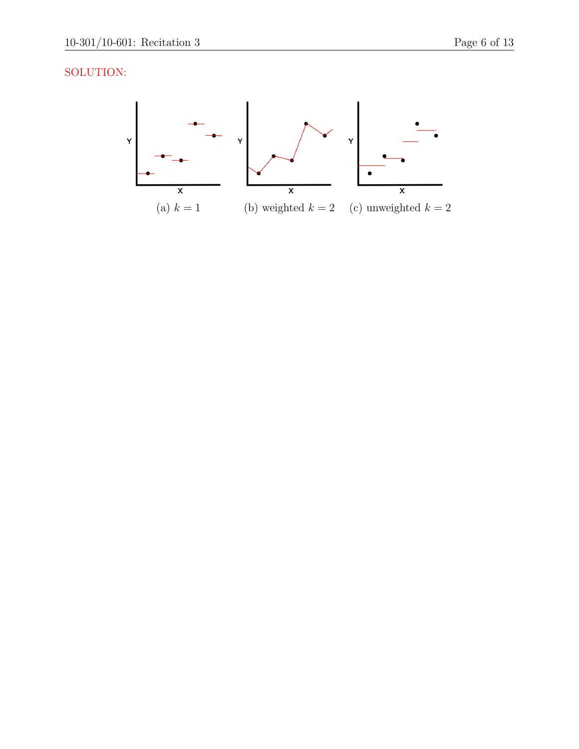SOLUTION:

(a) $k = 1$

(b) weighted $k = 2$

(c) unweighted $k = 2$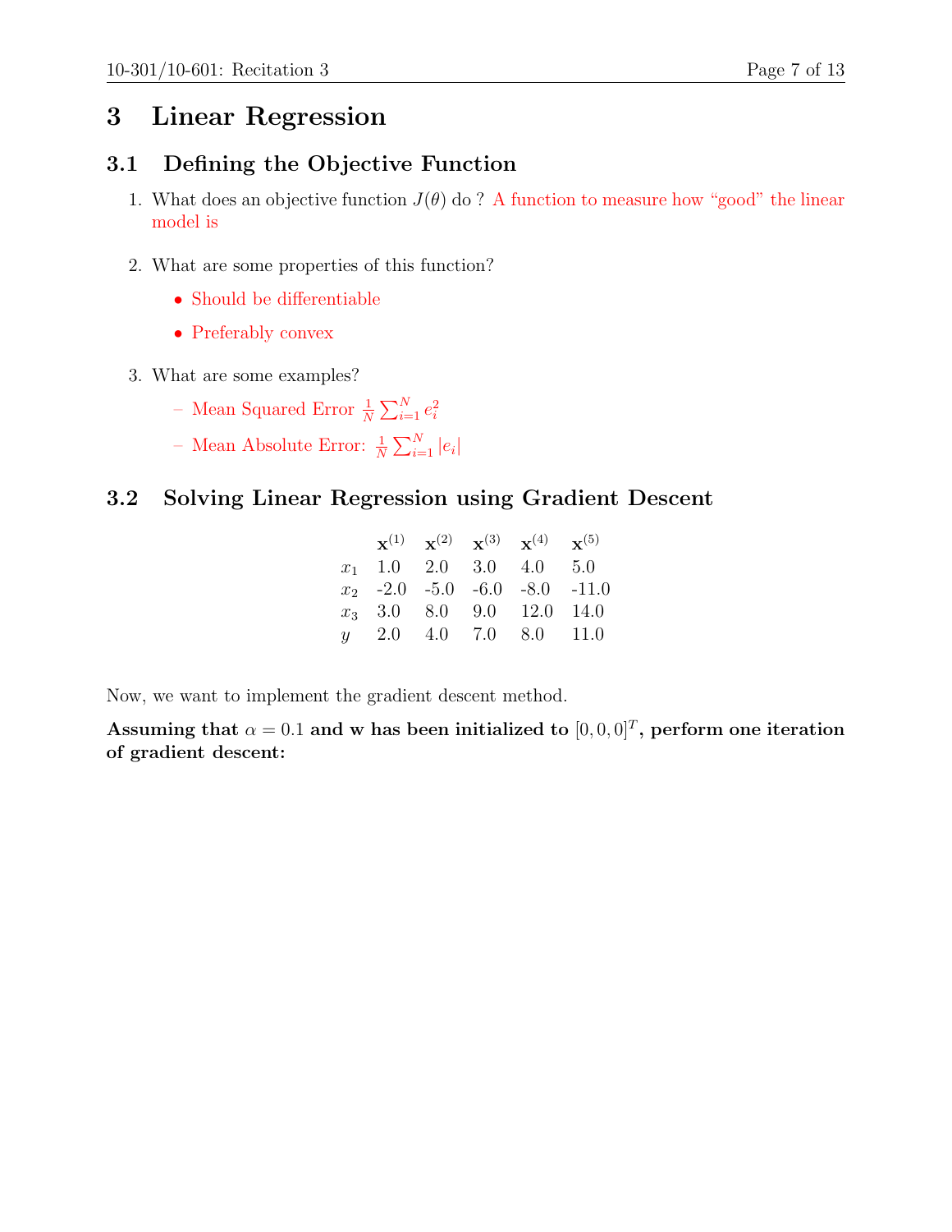# 3 Linear Regression

## 3.1 Defining the Objective Function

1. What does an objective function $J(\theta)$ do ? A function to measure how "good" the linear model is

2. What are some properties of this function?
   - Should be differentiable
   - Preferably convex

3. What are some examples?
   - Mean Squared Error $\frac{1}{N}\sum_{i=1}^{N} e_i^2$
   - Mean Absolute Error: $\frac{1}{N}\sum_{i=1}^{N} |e_i|$

## 3.2 Solving Linear Regression using Gradient Descent

| | $\mathbf{x}^{(1)}$ | $\mathbf{x}^{(2)}$ | $\mathbf{x}^{(3)}$ | $\mathbf{x}^{(4)}$ | $\mathbf{x}^{(5)}$ |
|---|---|---|---|---|---|
| $x_1$ | 1.0 | 2.0 | 3.0 | 4.0 | 5.0 |
| $x_2$ | -2.0 | -5.0 | -6.0 | -8.0 | -11.0 |
| $x_3$ | 3.0 | 8.0 | 9.0 | 12.0 | 14.0 |
| $y$ | 2.0 | 4.0 | 7.0 | 8.0 | 11.0 |

Now, we want to implement the gradient descent method.

**Assuming that $\alpha = 0.1$ and $\mathbf{w}$ has been initialized to $[0, 0, 0]^T$, perform one iteration of gradient descent:**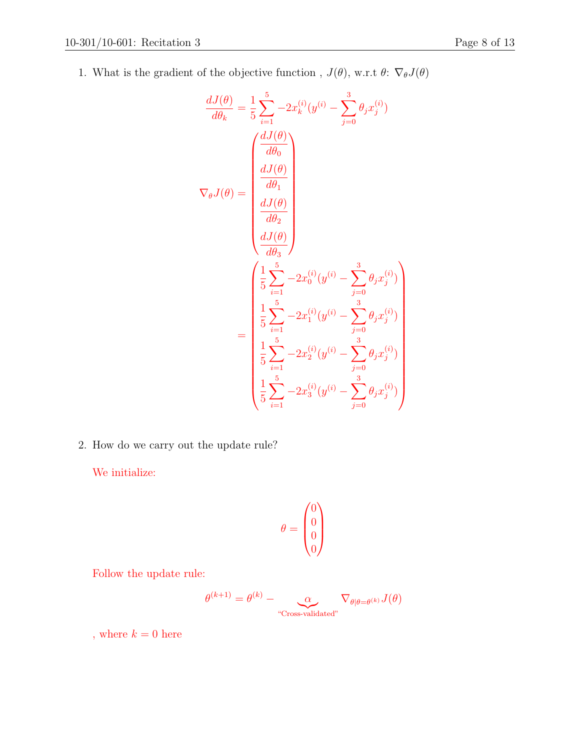1. What is the gradient of the objective function , $J(\theta)$, w.r.t $\theta$: $\nabla_\theta J(\theta)$

$$\frac{dJ(\theta)}{d\theta_k} = \frac{1}{5}\sum_{i=1}^{5} -2x_k^{(i)}(y^{(i)} - \sum_{j=0}^{3}\theta_j x_j^{(i)})$$

$$\nabla_\theta J(\theta) = \begin{pmatrix} \frac{dJ(\theta)}{d\theta_0} \\ \frac{dJ(\theta)}{d\theta_1} \\ \frac{dJ(\theta)}{d\theta_2} \\ \frac{dJ(\theta)}{d\theta_3} \end{pmatrix} = \begin{pmatrix} \frac{1}{5}\sum_{i=1}^{5} -2x_0^{(i)}(y^{(i)} - \sum_{j=0}^{3}\theta_j x_j^{(i)}) \\ \frac{1}{5}\sum_{i=1}^{5} -2x_1^{(i)}(y^{(i)} - \sum_{j=0}^{3}\theta_j x_j^{(i)}) \\ \frac{1}{5}\sum_{i=1}^{5} -2x_2^{(i)}(y^{(i)} - \sum_{j=0}^{3}\theta_j x_j^{(i)}) \\ \frac{1}{5}\sum_{i=1}^{5} -2x_3^{(i)}(y^{(i)} - \sum_{j=0}^{3}\theta_j x_j^{(i)}) \end{pmatrix}$$

2. How do we carry out the update rule?

   We initialize:

$$\theta = \begin{pmatrix} 0 \\ 0 \\ 0 \\ 0 \end{pmatrix}$$

   Follow the update rule:

$$\theta^{(k+1)} = \theta^{(k)} - \underbrace{\alpha}_{\text{"Cross-validated"}} \nabla_{\theta|\theta=\theta^{(k)}} J(\theta)$$

   , where $k = 0$ here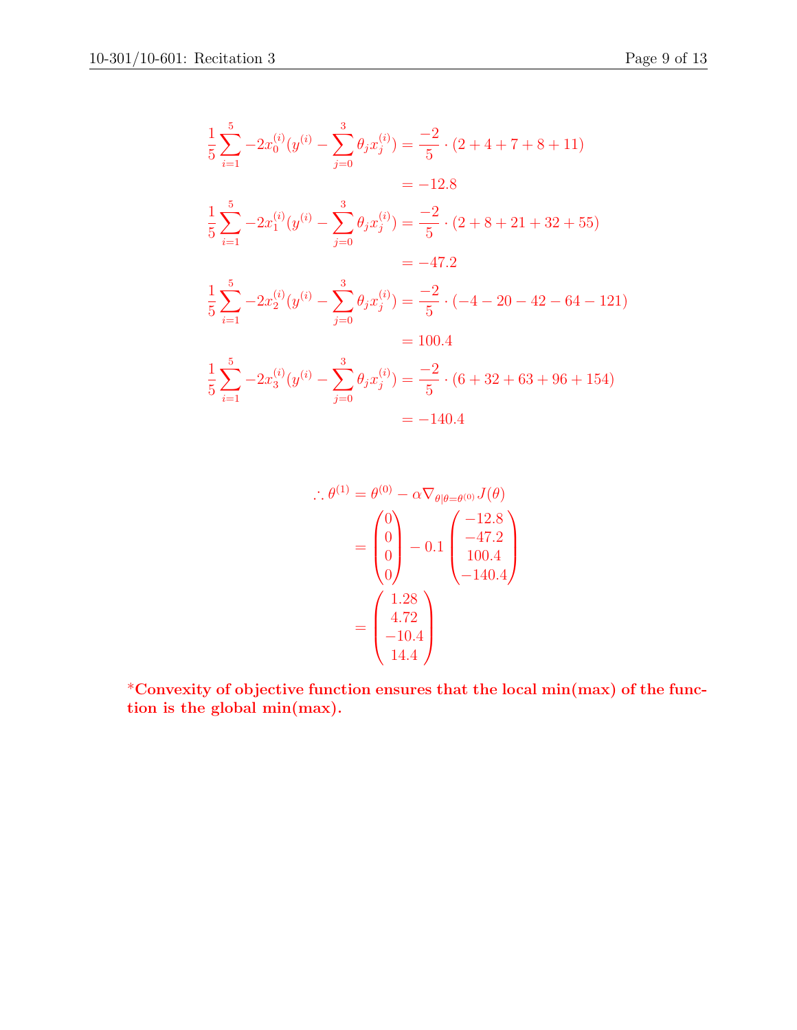$$\frac{1}{5}\sum_{i=1}^{5} -2x_0^{(i)}(y^{(i)} - \sum_{j=0}^{3}\theta_j x_j^{(i)}) = \frac{-2}{5}\cdot(2+4+7+8+11)$$
$$= -12.8$$

$$\frac{1}{5}\sum_{i=1}^{5} -2x_1^{(i)}(y^{(i)} - \sum_{j=0}^{3}\theta_j x_j^{(i)}) = \frac{-2}{5}\cdot(2+8+21+32+55)$$
$$= -47.2$$

$$\frac{1}{5}\sum_{i=1}^{5} -2x_2^{(i)}(y^{(i)} - \sum_{j=0}^{3}\theta_j x_j^{(i)}) = \frac{-2}{5}\cdot(-4-20-42-64-121)$$
$$= 100.4$$

$$\frac{1}{5}\sum_{i=1}^{5} -2x_3^{(i)}(y^{(i)} - \sum_{j=0}^{3}\theta_j x_j^{(i)}) = \frac{-2}{5}\cdot(6+32+63+96+154)$$
$$= -140.4$$

$$\therefore \theta^{(1)} = \theta^{(0)} - \alpha\nabla_{\theta|\theta=\theta^{(0)}}J(\theta)$$
$$= \begin{pmatrix}0\\0\\0\\0\end{pmatrix} - 0.1\begin{pmatrix}-12.8\\-47.2\\100.4\\-140.4\end{pmatrix}$$
$$= \begin{pmatrix}1.28\\4.72\\-10.4\\14.4\end{pmatrix}$$

***Convexity of objective function ensures that the local min(max) of the function is the global min(max).**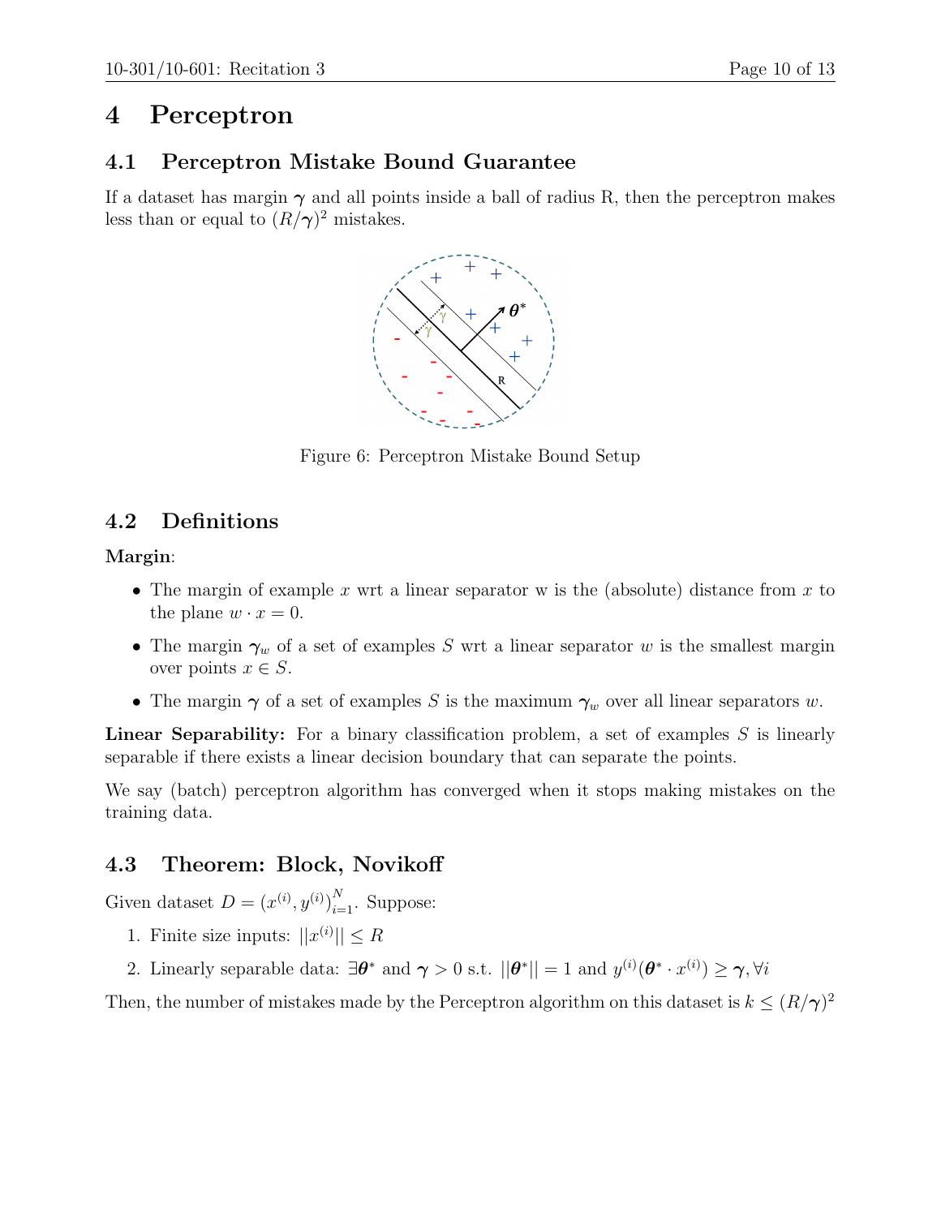# 4 Perceptron

## 4.1 Perceptron Mistake Bound Guarantee

If a dataset has margin $\boldsymbol{\gamma}$ and all points inside a ball of radius R, then the perceptron makes less than or equal to $(R/\boldsymbol{\gamma})^2$ mistakes.

Figure 6: Perceptron Mistake Bound Setup

## 4.2 Definitions

**Margin**:

- The margin of example $x$ wrt a linear separator w is the (absolute) distance from $x$ to the plane $w \cdot x = 0$.
- The margin $\boldsymbol{\gamma}_w$ of a set of examples $S$ wrt a linear separator $w$ is the smallest margin over points $x \in S$.
- The margin $\boldsymbol{\gamma}$ of a set of examples $S$ is the maximum $\boldsymbol{\gamma}_w$ over all linear separators $w$.

**Linear Separability:** For a binary classification problem, a set of examples $S$ is linearly separable if there exists a linear decision boundary that can separate the points.

We say (batch) perceptron algorithm has converged when it stops making mistakes on the training data.

## 4.3 Theorem: Block, Novikoff

Given dataset $D = (x^{(i)}, y^{(i)})_{i=1}^{N}$. Suppose:

1. Finite size inputs: $||x^{(i)}|| \leq R$
2. Linearly separable data: $\exists \boldsymbol{\theta}^*$ and $\boldsymbol{\gamma} > 0$ s.t. $||\boldsymbol{\theta}^*|| = 1$ and $y^{(i)}(\boldsymbol{\theta}^* \cdot x^{(i)}) \geq \boldsymbol{\gamma}, \forall i$

Then, the number of mistakes made by the Perceptron algorithm on this dataset is $k \leq (R/\boldsymbol{\gamma})^2$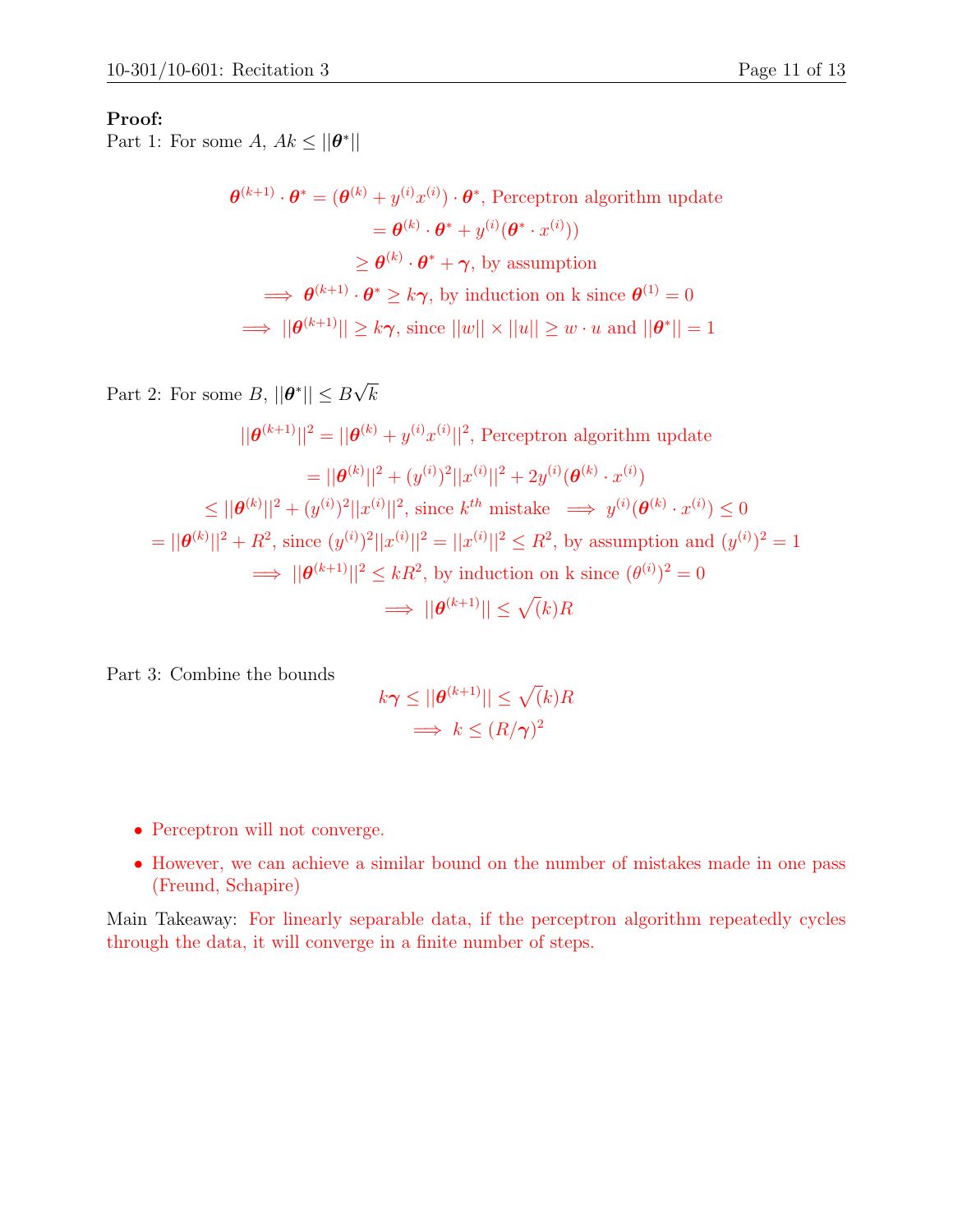**Proof:**
Part 1: For some $A$, $Ak \leq ||\boldsymbol{\theta}^*||$

$$
\begin{aligned}
\boldsymbol{\theta}^{(k+1)} \cdot \boldsymbol{\theta}^* &= (\boldsymbol{\theta}^{(k)} + y^{(i)}x^{(i)}) \cdot \boldsymbol{\theta}^*, \text{ Perceptron algorithm update} \\
&= \boldsymbol{\theta}^{(k)} \cdot \boldsymbol{\theta}^* + y^{(i)}(\boldsymbol{\theta}^* \cdot x^{(i)})) \\
&\geq \boldsymbol{\theta}^{(k)} \cdot \boldsymbol{\theta}^* + \boldsymbol{\gamma}, \text{ by assumption} \\
&\implies \boldsymbol{\theta}^{(k+1)} \cdot \boldsymbol{\theta}^* \geq k\boldsymbol{\gamma}, \text{ by induction on k since } \boldsymbol{\theta}^{(1)} = 0 \\
&\implies ||\boldsymbol{\theta}^{(k+1)}|| \geq k\boldsymbol{\gamma}, \text{ since } ||w|| \times ||u|| \geq w \cdot u \text{ and } ||\boldsymbol{\theta}^*|| = 1
\end{aligned}
$$

Part 2: For some $B$, $||\boldsymbol{\theta}^*|| \leq B\sqrt{k}$

$$
\begin{aligned}
||\boldsymbol{\theta}^{(k+1)}||^2 &= ||\boldsymbol{\theta}^{(k)} + y^{(i)}x^{(i)}||^2, \text{ Perceptron algorithm update} \\
&= ||\boldsymbol{\theta}^{(k)}||^2 + (y^{(i)})^2||x^{(i)}||^2 + 2y^{(i)}(\boldsymbol{\theta}^{(k)} \cdot x^{(i)}) \\
&\leq ||\boldsymbol{\theta}^{(k)}||^2 + (y^{(i)})^2||x^{(i)}||^2, \text{ since } k^{th} \text{ mistake } \implies y^{(i)}(\boldsymbol{\theta}^{(k)} \cdot x^{(i)}) \leq 0 \\
&= ||\boldsymbol{\theta}^{(k)}||^2 + R^2, \text{ since } (y^{(i)})^2||x^{(i)}||^2 = ||x^{(i)}||^2 \leq R^2, \text{ by assumption and } (y^{(i)})^2 = 1 \\
&\implies ||\boldsymbol{\theta}^{(k+1)}||^2 \leq kR^2, \text{ by induction on k since } (\theta^{(i)})^2 = 0 \\
&\implies ||\boldsymbol{\theta}^{(k+1)}|| \leq \sqrt{(}k)R
\end{aligned}
$$

Part 3: Combine the bounds

$$
\begin{aligned}
k\boldsymbol{\gamma} \leq ||\boldsymbol{\theta}^{(k+1)}|| \leq \sqrt{(}k)R \\
\implies k \leq (R/\boldsymbol{\gamma})^2
\end{aligned}
$$

- Perceptron will not converge.
- However, we can achieve a similar bound on the number of mistakes made in one pass (Freund, Schapire)

Main Takeaway: For linearly separable data, if the perceptron algorithm repeatedly cycles through the data, it will converge in a finite number of steps.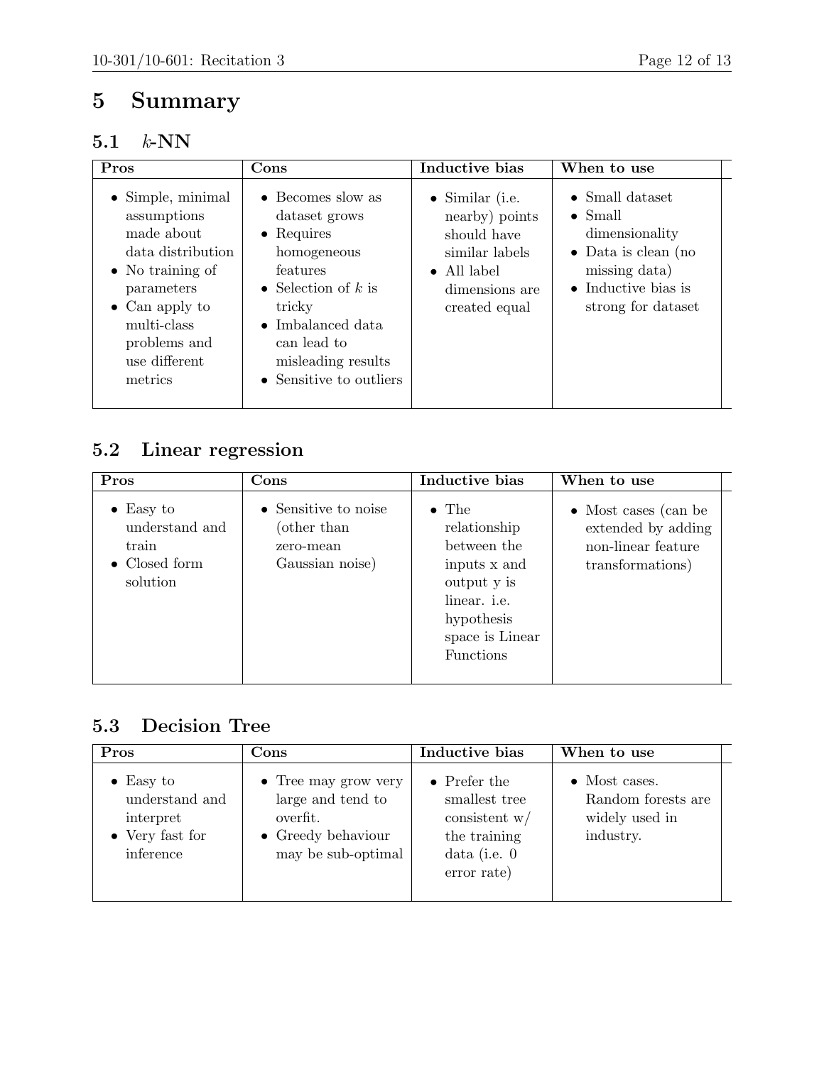# 5 Summary

## 5.1 $k$-NN

| Pros | Cons | Inductive bias | When to use |
|---|---|---|---|
| • Simple, minimal assumptions made about data distribution<br>• No training of parameters<br>• Can apply to multi-class problems and use different metrics | • Becomes slow as dataset grows<br>• Requires homogeneous features<br>• Selection of $k$ is tricky<br>• Imbalanced data can lead to misleading results<br>• Sensitive to outliers | • Similar (i.e. nearby) points should have similar labels<br>• All label dimensions are created equal | • Small dataset<br>• Small dimensionality<br>• Data is clean (no missing data)<br>• Inductive bias is strong for dataset |

## 5.2 Linear regression

| Pros | Cons | Inductive bias | When to use |
|---|---|---|---|
| • Easy to understand and train<br>• Closed form solution | • Sensitive to noise (other than zero-mean Gaussian noise) | • The relationship between the inputs x and output y is linear. i.e. hypothesis space is Linear Functions | • Most cases (can be extended by adding non-linear feature transformations) |

## 5.3 Decision Tree

| Pros | Cons | Inductive bias | When to use |
|---|---|---|---|
| • Easy to understand and interpret<br>• Very fast for inference | • Tree may grow very large and tend to overfit.<br>• Greedy behaviour may be sub-optimal | • Prefer the smallest tree consistent w/ the training data (i.e. 0 error rate) | • Most cases. Random forests are widely used in industry. |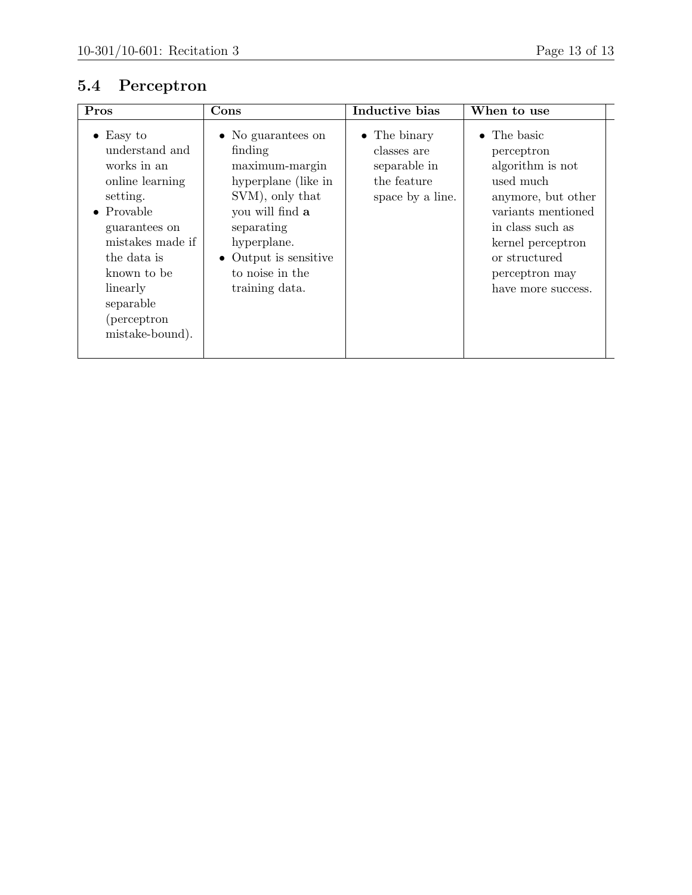## 5.4 Perceptron

| Pros | Cons | Inductive bias | When to use | |
|---|---|---|---|---|
| • Easy to understand and works in an online learning setting.<br>• Provable guarantees on mistakes made if the data is known to be linearly separable (perceptron mistake-bound). | • No guarantees on finding maximum-margin hyperplane (like in SVM), only that you will find **a** separating hyperplane.<br>• Output is sensitive to noise in the training data. | • The binary classes are separable in the feature space by a line. | • The basic perceptron algorithm is not used much anymore, but other variants mentioned in class such as kernel perceptron or structured perceptron may have more success. | |